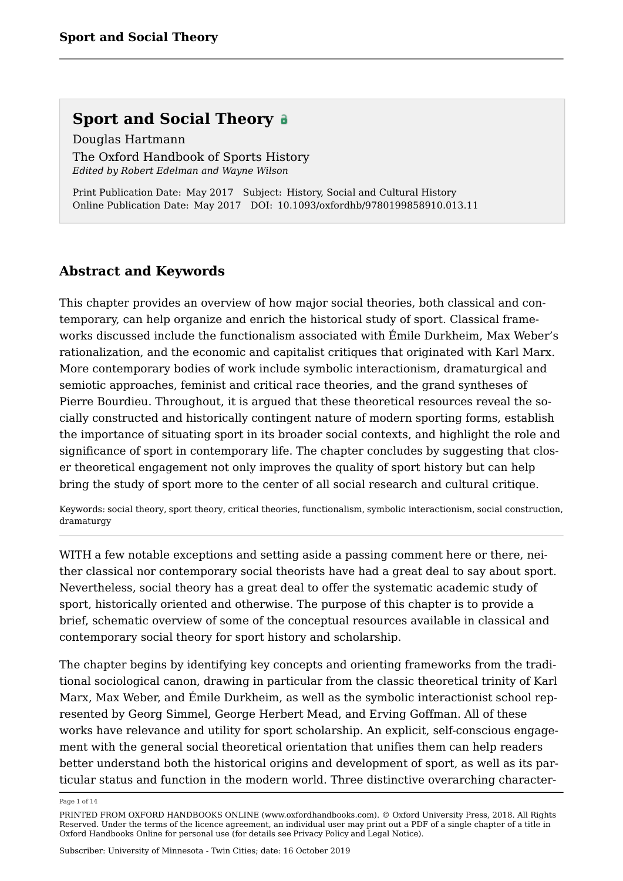# Sport and Social Theory

Douglas Hartmann

The Oxford Handbook of Sports History

*Edited by Robert Edelman and Wayne Wilson*

Print Publication Date: May 2017 Subject: History, Social and Cultural History
Online Publication Date: May 2017 DOI: 10.1093/oxfordhb/9780199858910.013.11

## Abstract and Keywords

This chapter provides an overview of how major social theories, both classical and contemporary, can help organize and enrich the historical study of sport. Classical frameworks discussed include the functionalism associated with Émile Durkheim, Max Weber's rationalization, and the economic and capitalist critiques that originated with Karl Marx. More contemporary bodies of work include symbolic interactionism, dramaturgical and semiotic approaches, feminist and critical race theories, and the grand syntheses of Pierre Bourdieu. Throughout, it is argued that these theoretical resources reveal the socially constructed and historically contingent nature of modern sporting forms, establish the importance of situating sport in its broader social contexts, and highlight the role and significance of sport in contemporary life. The chapter concludes by suggesting that closer theoretical engagement not only improves the quality of sport history but can help bring the study of sport more to the center of all social research and cultural critique.

Keywords: social theory, sport theory, critical theories, functionalism, symbolic interactionism, social construction, dramaturgy

---

WITH a few notable exceptions and setting aside a passing comment here or there, neither classical nor contemporary social theorists have had a great deal to say about sport. Nevertheless, social theory has a great deal to offer the systematic academic study of sport, historically oriented and otherwise. The purpose of this chapter is to provide a brief, schematic overview of some of the conceptual resources available in classical and contemporary social theory for sport history and scholarship.

The chapter begins by identifying key concepts and orienting frameworks from the traditional sociological canon, drawing in particular from the classic theoretical trinity of Karl Marx, Max Weber, and Émile Durkheim, as well as the symbolic interactionist school represented by Georg Simmel, George Herbert Mead, and Erving Goffman. All of these works have relevance and utility for sport scholarship. An explicit, self-conscious engagement with the general social theoretical orientation that unifies them can help readers better understand both the historical origins and development of sport, as well as its particular status and function in the modern world. Three distinctive overarching character-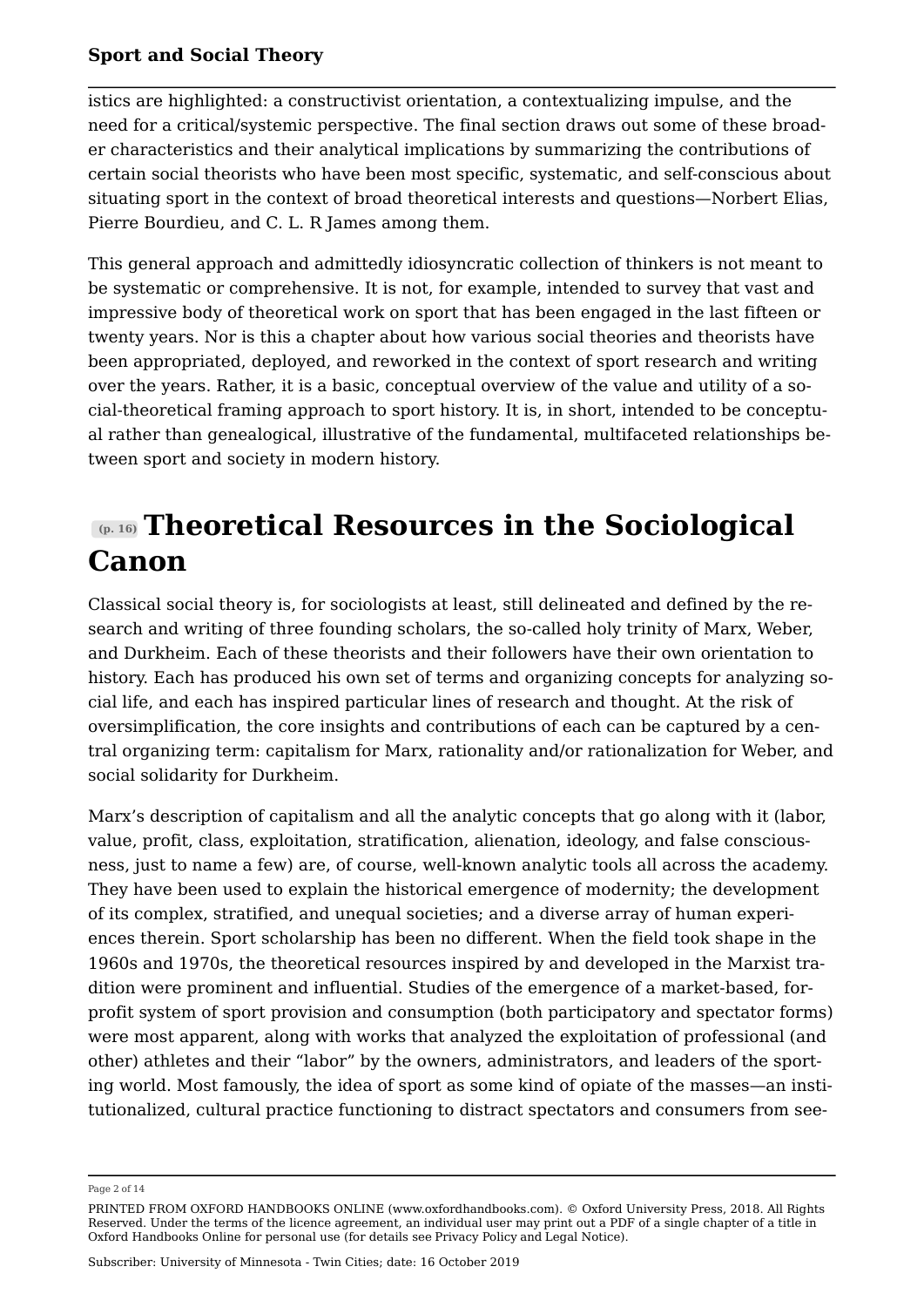istics are highlighted: a constructivist orientation, a contextualizing impulse, and the need for a critical/systemic perspective. The final section draws out some of these broader characteristics and their analytical implications by summarizing the contributions of certain social theorists who have been most specific, systematic, and self-conscious about situating sport in the context of broad theoretical interests and questions—Norbert Elias, Pierre Bourdieu, and C. L. R James among them.

This general approach and admittedly idiosyncratic collection of thinkers is not meant to be systematic or comprehensive. It is not, for example, intended to survey that vast and impressive body of theoretical work on sport that has been engaged in the last fifteen or twenty years. Nor is this a chapter about how various social theories and theorists have been appropriated, deployed, and reworked in the context of sport research and writing over the years. Rather, it is a basic, conceptual overview of the value and utility of a social-theoretical framing approach to sport history. It is, in short, intended to be conceptual rather than genealogical, illustrative of the fundamental, multifaceted relationships between sport and society in modern history.

## Theoretical Resources in the Sociological Canon

Classical social theory is, for sociologists at least, still delineated and defined by the research and writing of three founding scholars, the so-called holy trinity of Marx, Weber, and Durkheim. Each of these theorists and their followers have their own orientation to history. Each has produced his own set of terms and organizing concepts for analyzing social life, and each has inspired particular lines of research and thought. At the risk of oversimplification, the core insights and contributions of each can be captured by a central organizing term: capitalism for Marx, rationality and/or rationalization for Weber, and social solidarity for Durkheim.

Marx's description of capitalism and all the analytic concepts that go along with it (labor, value, profit, class, exploitation, stratification, alienation, ideology, and false consciousness, just to name a few) are, of course, well-known analytic tools all across the academy. They have been used to explain the historical emergence of modernity; the development of its complex, stratified, and unequal societies; and a diverse array of human experiences therein. Sport scholarship has been no different. When the field took shape in the 1960s and 1970s, the theoretical resources inspired by and developed in the Marxist tradition were prominent and influential. Studies of the emergence of a market-based, for-profit system of sport provision and consumption (both participatory and spectator forms) were most apparent, along with works that analyzed the exploitation of professional (and other) athletes and their "labor" by the owners, administrators, and leaders of the sporting world. Most famously, the idea of sport as some kind of opiate of the masses—an institutionalized, cultural practice functioning to distract spectators and consumers from see-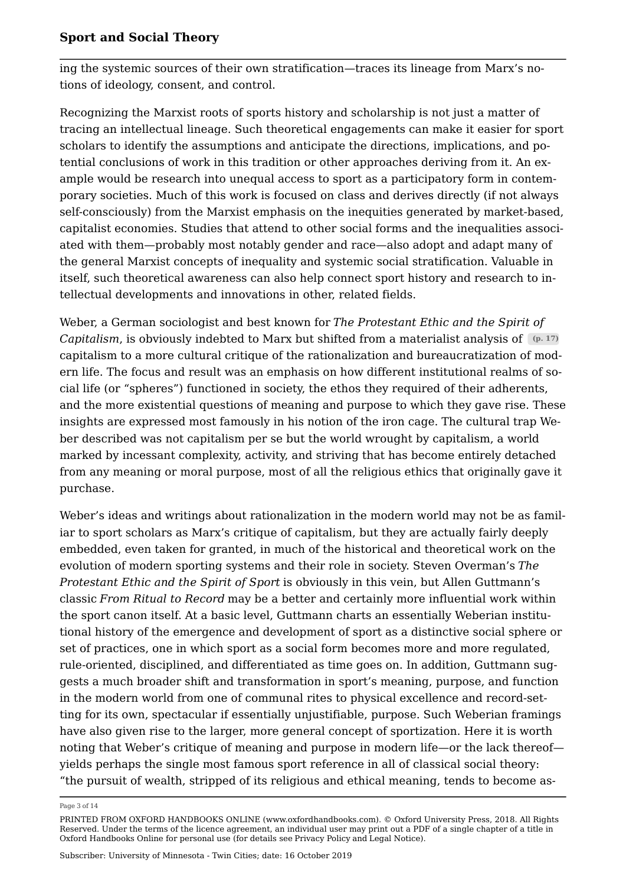ing the systemic sources of their own stratification—traces its lineage from Marx's notions of ideology, consent, and control.

Recognizing the Marxist roots of sports history and scholarship is not just a matter of tracing an intellectual lineage. Such theoretical engagements can make it easier for sport scholars to identify the assumptions and anticipate the directions, implications, and potential conclusions of work in this tradition or other approaches deriving from it. An example would be research into unequal access to sport as a participatory form in contemporary societies. Much of this work is focused on class and derives directly (if not always self-consciously) from the Marxist emphasis on the inequities generated by market-based, capitalist economies. Studies that attend to other social forms and the inequalities associated with them—probably most notably gender and race—also adopt and adapt many of the general Marxist concepts of inequality and systemic social stratification. Valuable in itself, such theoretical awareness can also help connect sport history and research to intellectual developments and innovations in other, related fields.

Weber, a German sociologist and best known for *The Protestant Ethic and the Spirit of Capitalism*, is obviously indebted to Marx but shifted from a materialist analysis of (p. 17) capitalism to a more cultural critique of the rationalization and bureaucratization of modern life. The focus and result was an emphasis on how different institutional realms of social life (or "spheres") functioned in society, the ethos they required of their adherents, and the more existential questions of meaning and purpose to which they gave rise. These insights are expressed most famously in his notion of the iron cage. The cultural trap Weber described was not capitalism per se but the world wrought by capitalism, a world marked by incessant complexity, activity, and striving that has become entirely detached from any meaning or moral purpose, most of all the religious ethics that originally gave it purchase.

Weber's ideas and writings about rationalization in the modern world may not be as familiar to sport scholars as Marx's critique of capitalism, but they are actually fairly deeply embedded, even taken for granted, in much of the historical and theoretical work on the evolution of modern sporting systems and their role in society. Steven Overman's *The Protestant Ethic and the Spirit of Sport* is obviously in this vein, but Allen Guttmann's classic *From Ritual to Record* may be a better and certainly more influential work within the sport canon itself. At a basic level, Guttmann charts an essentially Weberian institutional history of the emergence and development of sport as a distinctive social sphere or set of practices, one in which sport as a social form becomes more and more regulated, rule-oriented, disciplined, and differentiated as time goes on. In addition, Guttmann suggests a much broader shift and transformation in sport's meaning, purpose, and function in the modern world from one of communal rites to physical excellence and record-setting for its own, spectacular if essentially unjustifiable, purpose. Such Weberian framings have also given rise to the larger, more general concept of sportization. Here it is worth noting that Weber's critique of meaning and purpose in modern life—or the lack thereof—yields perhaps the single most famous sport reference in all of classical social theory: "the pursuit of wealth, stripped of its religious and ethical meaning, tends to become as-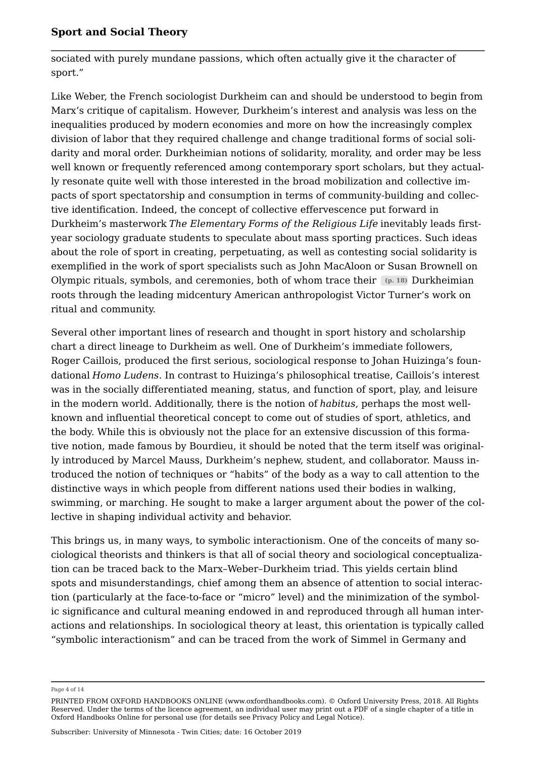sociated with purely mundane passions, which often actually give it the character of sport."

Like Weber, the French sociologist Durkheim can and should be understood to begin from Marx's critique of capitalism. However, Durkheim's interest and analysis was less on the inequalities produced by modern economies and more on how the increasingly complex division of labor that they required challenge and change traditional forms of social solidarity and moral order. Durkheimian notions of solidarity, morality, and order may be less well known or frequently referenced among contemporary sport scholars, but they actually resonate quite well with those interested in the broad mobilization and collective impacts of sport spectatorship and consumption in terms of community-building and collective identification. Indeed, the concept of collective effervescence put forward in Durkheim's masterwork *The Elementary Forms of the Religious Life* inevitably leads first-year sociology graduate students to speculate about mass sporting practices. Such ideas about the role of sport in creating, perpetuating, as well as contesting social solidarity is exemplified in the work of sport specialists such as John MacAloon or Susan Brownell on Olympic rituals, symbols, and ceremonies, both of whom trace their **(p. 18)** Durkheimian roots through the leading midcentury American anthropologist Victor Turner's work on ritual and community.

Several other important lines of research and thought in sport history and scholarship chart a direct lineage to Durkheim as well. One of Durkheim's immediate followers, Roger Caillois, produced the first serious, sociological response to Johan Huizinga's foundational *Homo Ludens*. In contrast to Huizinga's philosophical treatise, Caillois's interest was in the socially differentiated meaning, status, and function of sport, play, and leisure in the modern world. Additionally, there is the notion of *habitus*, perhaps the most well-known and influential theoretical concept to come out of studies of sport, athletics, and the body. While this is obviously not the place for an extensive discussion of this formative notion, made famous by Bourdieu, it should be noted that the term itself was originally introduced by Marcel Mauss, Durkheim's nephew, student, and collaborator. Mauss introduced the notion of techniques or "habits" of the body as a way to call attention to the distinctive ways in which people from different nations used their bodies in walking, swimming, or marching. He sought to make a larger argument about the power of the collective in shaping individual activity and behavior.

This brings us, in many ways, to symbolic interactionism. One of the conceits of many sociological theorists and thinkers is that all of social theory and sociological conceptualization can be traced back to the Marx–Weber–Durkheim triad. This yields certain blind spots and misunderstandings, chief among them an absence of attention to social interaction (particularly at the face-to-face or "micro" level) and the minimization of the symbolic significance and cultural meaning endowed in and reproduced through all human interactions and relationships. In sociological theory at least, this orientation is typically called "symbolic interactionism" and can be traced from the work of Simmel in Germany and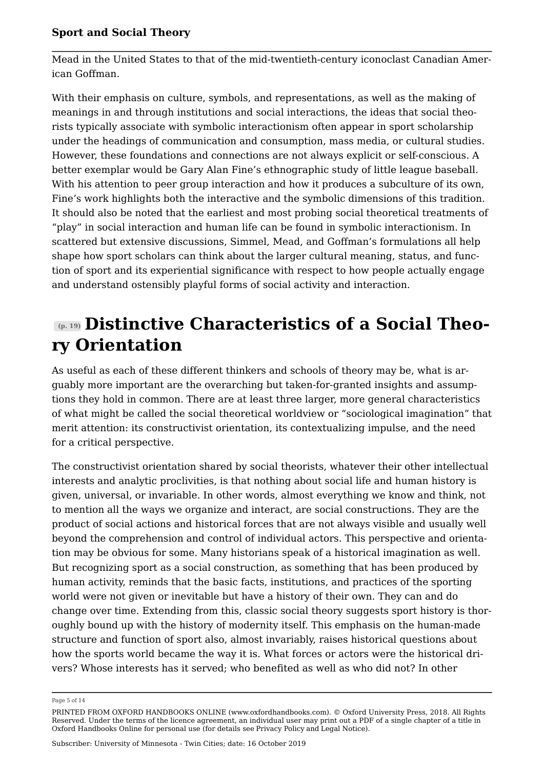Mead in the United States to that of the mid-twentieth-century iconoclast Canadian American Goffman.

With their emphasis on culture, symbols, and representations, as well as the making of meanings in and through institutions and social interactions, the ideas that social theorists typically associate with symbolic interactionism often appear in sport scholarship under the headings of communication and consumption, mass media, or cultural studies. However, these foundations and connections are not always explicit or self-conscious. A better exemplar would be Gary Alan Fine's ethnographic study of little league baseball. With his attention to peer group interaction and how it produces a subculture of its own, Fine's work highlights both the interactive and the symbolic dimensions of this tradition. It should also be noted that the earliest and most probing social theoretical treatments of "play" in social interaction and human life can be found in symbolic interactionism. In scattered but extensive discussions, Simmel, Mead, and Goffman's formulations all help shape how sport scholars can think about the larger cultural meaning, status, and function of sport and its experiential significance with respect to how people actually engage and understand ostensibly playful forms of social activity and interaction.

## (p. 19) Distinctive Characteristics of a Social Theory Orientation

As useful as each of these different thinkers and schools of theory may be, what is arguably more important are the overarching but taken-for-granted insights and assumptions they hold in common. There are at least three larger, more general characteristics of what might be called the social theoretical worldview or "sociological imagination" that merit attention: its constructivist orientation, its contextualizing impulse, and the need for a critical perspective.

The constructivist orientation shared by social theorists, whatever their other intellectual interests and analytic proclivities, is that nothing about social life and human history is given, universal, or invariable. In other words, almost everything we know and think, not to mention all the ways we organize and interact, are social constructions. They are the product of social actions and historical forces that are not always visible and usually well beyond the comprehension and control of individual actors. This perspective and orientation may be obvious for some. Many historians speak of a historical imagination as well. But recognizing sport as a social construction, as something that has been produced by human activity, reminds that the basic facts, institutions, and practices of the sporting world were not given or inevitable but have a history of their own. They can and do change over time. Extending from this, classic social theory suggests sport history is thoroughly bound up with the history of modernity itself. This emphasis on the human-made structure and function of sport also, almost invariably, raises historical questions about how the sports world became the way it is. What forces or actors were the historical drivers? Whose interests has it served; who benefited as well as who did not? In other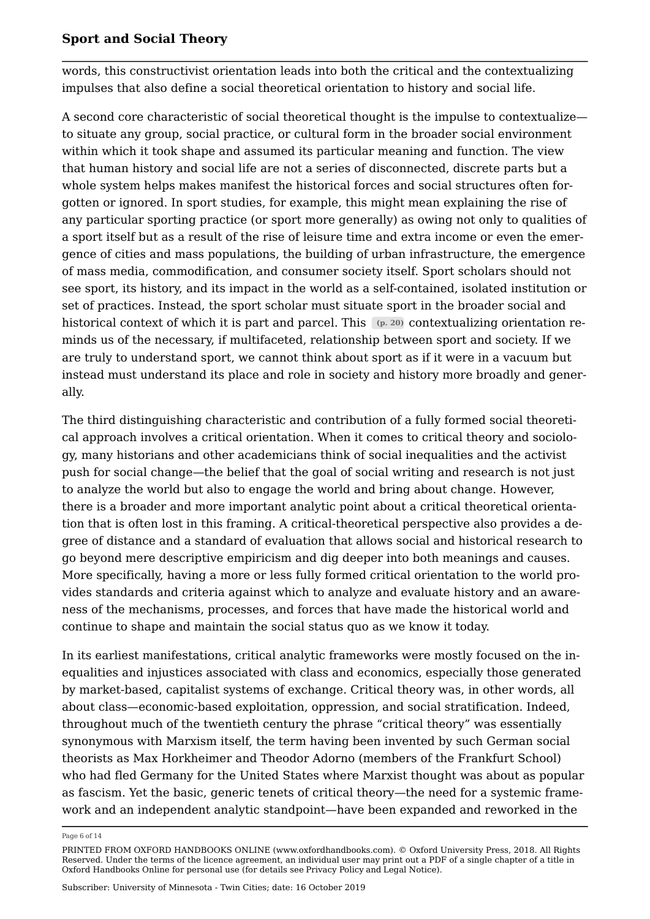words, this constructivist orientation leads into both the critical and the contextualizing impulses that also define a social theoretical orientation to history and social life.

A second core characteristic of social theoretical thought is the impulse to contextualize—to situate any group, social practice, or cultural form in the broader social environment within which it took shape and assumed its particular meaning and function. The view that human history and social life are not a series of disconnected, discrete parts but a whole system helps makes manifest the historical forces and social structures often forgotten or ignored. In sport studies, for example, this might mean explaining the rise of any particular sporting practice (or sport more generally) as owing not only to qualities of a sport itself but as a result of the rise of leisure time and extra income or even the emergence of cities and mass populations, the building of urban infrastructure, the emergence of mass media, commodification, and consumer society itself. Sport scholars should not see sport, its history, and its impact in the world as a self-contained, isolated institution or set of practices. Instead, the sport scholar must situate sport in the broader social and historical context of which it is part and parcel. This (p. 20) contextualizing orientation reminds us of the necessary, if multifaceted, relationship between sport and society. If we are truly to understand sport, we cannot think about sport as if it were in a vacuum but instead must understand its place and role in society and history more broadly and generally.

The third distinguishing characteristic and contribution of a fully formed social theoretical approach involves a critical orientation. When it comes to critical theory and sociology, many historians and other academicians think of social inequalities and the activist push for social change—the belief that the goal of social writing and research is not just to analyze the world but also to engage the world and bring about change. However, there is a broader and more important analytic point about a critical theoretical orientation that is often lost in this framing. A critical-theoretical perspective also provides a degree of distance and a standard of evaluation that allows social and historical research to go beyond mere descriptive empiricism and dig deeper into both meanings and causes. More specifically, having a more or less fully formed critical orientation to the world provides standards and criteria against which to analyze and evaluate history and an awareness of the mechanisms, processes, and forces that have made the historical world and continue to shape and maintain the social status quo as we know it today.

In its earliest manifestations, critical analytic frameworks were mostly focused on the inequalities and injustices associated with class and economics, especially those generated by market-based, capitalist systems of exchange. Critical theory was, in other words, all about class—economic-based exploitation, oppression, and social stratification. Indeed, throughout much of the twentieth century the phrase "critical theory" was essentially synonymous with Marxism itself, the term having been invented by such German social theorists as Max Horkheimer and Theodor Adorno (members of the Frankfurt School) who had fled Germany for the United States where Marxist thought was about as popular as fascism. Yet the basic, generic tenets of critical theory—the need for a systemic framework and an independent analytic standpoint—have been expanded and reworked in the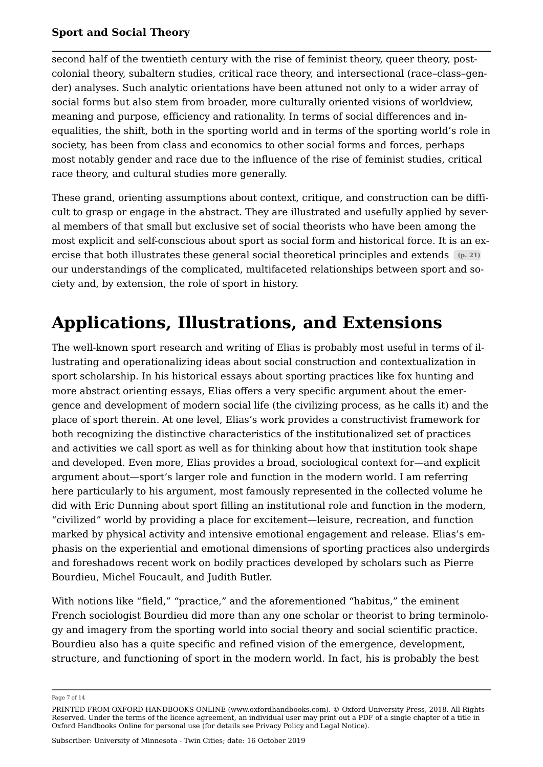second half of the twentieth century with the rise of feminist theory, queer theory, postcolonial theory, subaltern studies, critical race theory, and intersectional (race–class–gender) analyses. Such analytic orientations have been attuned not only to a wider array of social forms but also stem from broader, more culturally oriented visions of worldview, meaning and purpose, efficiency and rationality. In terms of social differences and inequalities, the shift, both in the sporting world and in terms of the sporting world's role in society, has been from class and economics to other social forms and forces, perhaps most notably gender and race due to the influence of the rise of feminist studies, critical race theory, and cultural studies more generally.

These grand, orienting assumptions about context, critique, and construction can be difficult to grasp or engage in the abstract. They are illustrated and usefully applied by several members of that small but exclusive set of social theorists who have been among the most explicit and self-conscious about sport as social form and historical force. It is an exercise that both illustrates these general social theoretical principles and extends (p. 21) our understandings of the complicated, multifaceted relationships between sport and society and, by extension, the role of sport in history.

# Applications, Illustrations, and Extensions

The well-known sport research and writing of Elias is probably most useful in terms of illustrating and operationalizing ideas about social construction and contextualization in sport scholarship. In his historical essays about sporting practices like fox hunting and more abstract orienting essays, Elias offers a very specific argument about the emergence and development of modern social life (the civilizing process, as he calls it) and the place of sport therein. At one level, Elias's work provides a constructivist framework for both recognizing the distinctive characteristics of the institutionalized set of practices and activities we call sport as well as for thinking about how that institution took shape and developed. Even more, Elias provides a broad, sociological context for—and explicit argument about—sport's larger role and function in the modern world. I am referring here particularly to his argument, most famously represented in the collected volume he did with Eric Dunning about sport filling an institutional role and function in the modern, "civilized" world by providing a place for excitement—leisure, recreation, and function marked by physical activity and intensive emotional engagement and release. Elias's emphasis on the experiential and emotional dimensions of sporting practices also undergirds and foreshadows recent work on bodily practices developed by scholars such as Pierre Bourdieu, Michel Foucault, and Judith Butler.

With notions like "field," "practice," and the aforementioned "habitus," the eminent French sociologist Bourdieu did more than any one scholar or theorist to bring terminology and imagery from the sporting world into social theory and social scientific practice. Bourdieu also has a quite specific and refined vision of the emergence, development, structure, and functioning of sport in the modern world. In fact, his is probably the best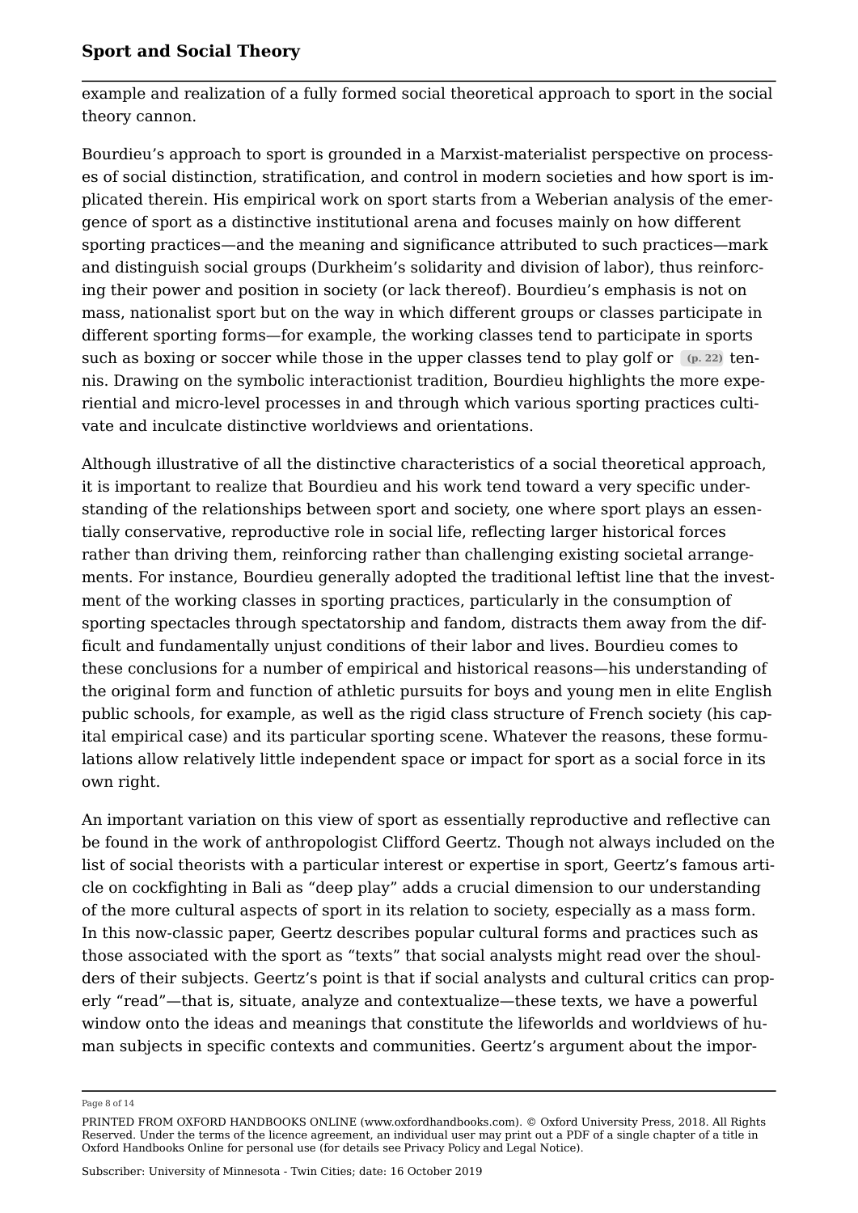example and realization of a fully formed social theoretical approach to sport in the social theory cannon.

Bourdieu's approach to sport is grounded in a Marxist-materialist perspective on processes of social distinction, stratification, and control in modern societies and how sport is implicated therein. His empirical work on sport starts from a Weberian analysis of the emergence of sport as a distinctive institutional arena and focuses mainly on how different sporting practices—and the meaning and significance attributed to such practices—mark and distinguish social groups (Durkheim's solidarity and division of labor), thus reinforcing their power and position in society (or lack thereof). Bourdieu's emphasis is not on mass, nationalist sport but on the way in which different groups or classes participate in different sporting forms—for example, the working classes tend to participate in sports such as boxing or soccer while those in the upper classes tend to play golf or tennis. Drawing on the symbolic interactionist tradition, Bourdieu highlights the more experiential and micro-level processes in and through which various sporting practices cultivate and inculcate distinctive worldviews and orientations.

Although illustrative of all the distinctive characteristics of a social theoretical approach, it is important to realize that Bourdieu and his work tend toward a very specific understanding of the relationships between sport and society, one where sport plays an essentially conservative, reproductive role in social life, reflecting larger historical forces rather than driving them, reinforcing rather than challenging existing societal arrangements. For instance, Bourdieu generally adopted the traditional leftist line that the investment of the working classes in sporting practices, particularly in the consumption of sporting spectacles through spectatorship and fandom, distracts them away from the difficult and fundamentally unjust conditions of their labor and lives. Bourdieu comes to these conclusions for a number of empirical and historical reasons—his understanding of the original form and function of athletic pursuits for boys and young men in elite English public schools, for example, as well as the rigid class structure of French society (his capital empirical case) and its particular sporting scene. Whatever the reasons, these formulations allow relatively little independent space or impact for sport as a social force in its own right.

An important variation on this view of sport as essentially reproductive and reflective can be found in the work of anthropologist Clifford Geertz. Though not always included on the list of social theorists with a particular interest or expertise in sport, Geertz's famous article on cockfighting in Bali as "deep play" adds a crucial dimension to our understanding of the more cultural aspects of sport in its relation to society, especially as a mass form. In this now-classic paper, Geertz describes popular cultural forms and practices such as those associated with the sport as "texts" that social analysts might read over the shoulders of their subjects. Geertz's point is that if social analysts and cultural critics can properly "read"—that is, situate, analyze and contextualize—these texts, we have a powerful window onto the ideas and meanings that constitute the lifeworlds and worldviews of human subjects in specific contexts and communities. Geertz's argument about the impor-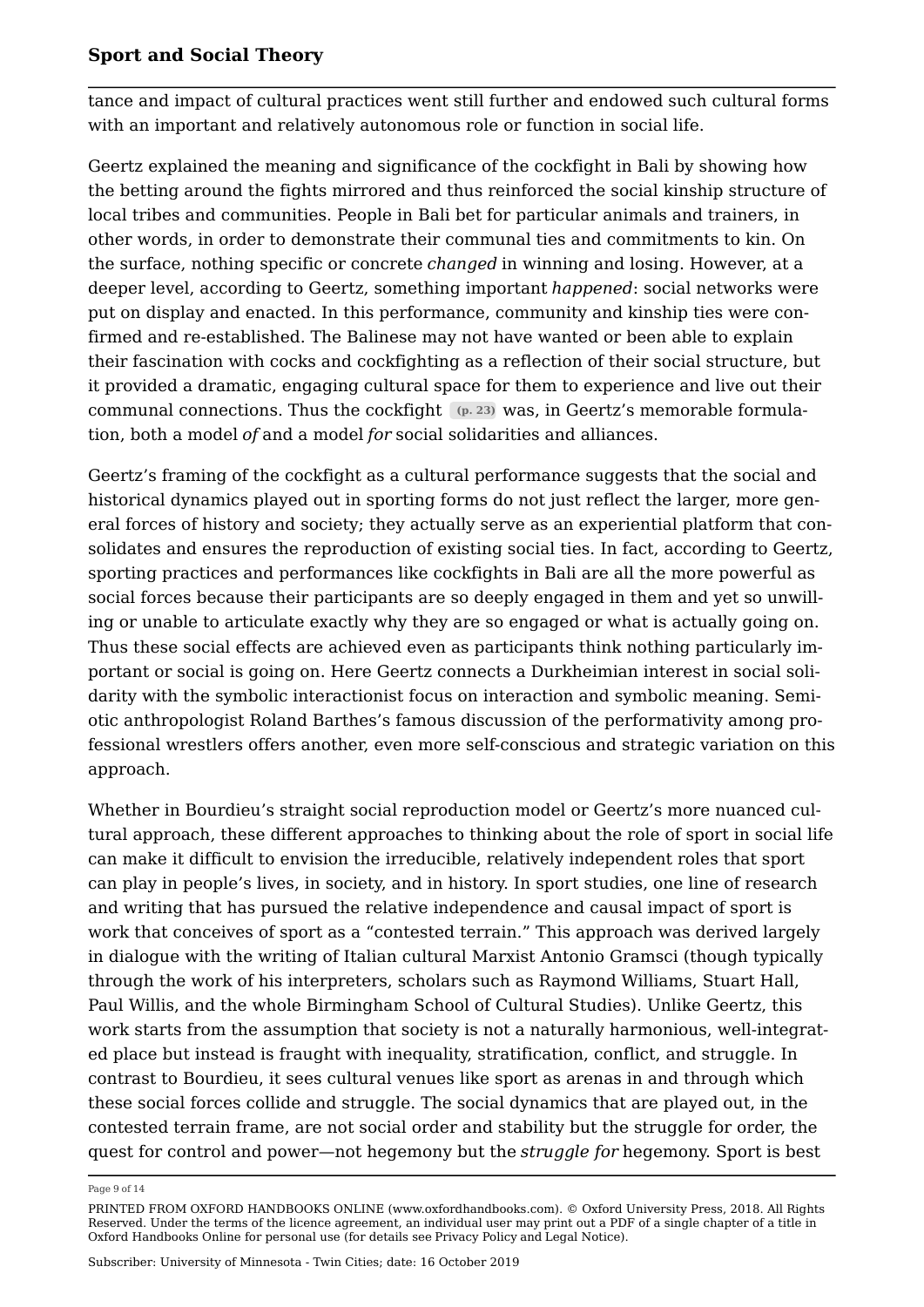tance and impact of cultural practices went still further and endowed such cultural forms with an important and relatively autonomous role or function in social life.

Geertz explained the meaning and significance of the cockfight in Bali by showing how the betting around the fights mirrored and thus reinforced the social kinship structure of local tribes and communities. People in Bali bet for particular animals and trainers, in other words, in order to demonstrate their communal ties and commitments to kin. On the surface, nothing specific or concrete *changed* in winning and losing. However, at a deeper level, according to Geertz, something important *happened*: social networks were put on display and enacted. In this performance, community and kinship ties were confirmed and re-established. The Balinese may not have wanted or been able to explain their fascination with cocks and cockfighting as a reflection of their social structure, but it provided a dramatic, engaging cultural space for them to experience and live out their communal connections. Thus the cockfight (p. 23) was, in Geertz's memorable formulation, both a model *of* and a model *for* social solidarities and alliances.

Geertz's framing of the cockfight as a cultural performance suggests that the social and historical dynamics played out in sporting forms do not just reflect the larger, more general forces of history and society; they actually serve as an experiential platform that consolidates and ensures the reproduction of existing social ties. In fact, according to Geertz, sporting practices and performances like cockfights in Bali are all the more powerful as social forces because their participants are so deeply engaged in them and yet so unwilling or unable to articulate exactly why they are so engaged or what is actually going on. Thus these social effects are achieved even as participants think nothing particularly important or social is going on. Here Geertz connects a Durkheimian interest in social solidarity with the symbolic interactionist focus on interaction and symbolic meaning. Semiotic anthropologist Roland Barthes's famous discussion of the performativity among professional wrestlers offers another, even more self-conscious and strategic variation on this approach.

Whether in Bourdieu's straight social reproduction model or Geertz's more nuanced cultural approach, these different approaches to thinking about the role of sport in social life can make it difficult to envision the irreducible, relatively independent roles that sport can play in people's lives, in society, and in history. In sport studies, one line of research and writing that has pursued the relative independence and causal impact of sport is work that conceives of sport as a "contested terrain." This approach was derived largely in dialogue with the writing of Italian cultural Marxist Antonio Gramsci (though typically through the work of his interpreters, scholars such as Raymond Williams, Stuart Hall, Paul Willis, and the whole Birmingham School of Cultural Studies). Unlike Geertz, this work starts from the assumption that society is not a naturally harmonious, well-integrated place but instead is fraught with inequality, stratification, conflict, and struggle. In contrast to Bourdieu, it sees cultural venues like sport as arenas in and through which these social forces collide and struggle. The social dynamics that are played out, in the contested terrain frame, are not social order and stability but the struggle for order, the quest for control and power—not hegemony but the *struggle for* hegemony. Sport is best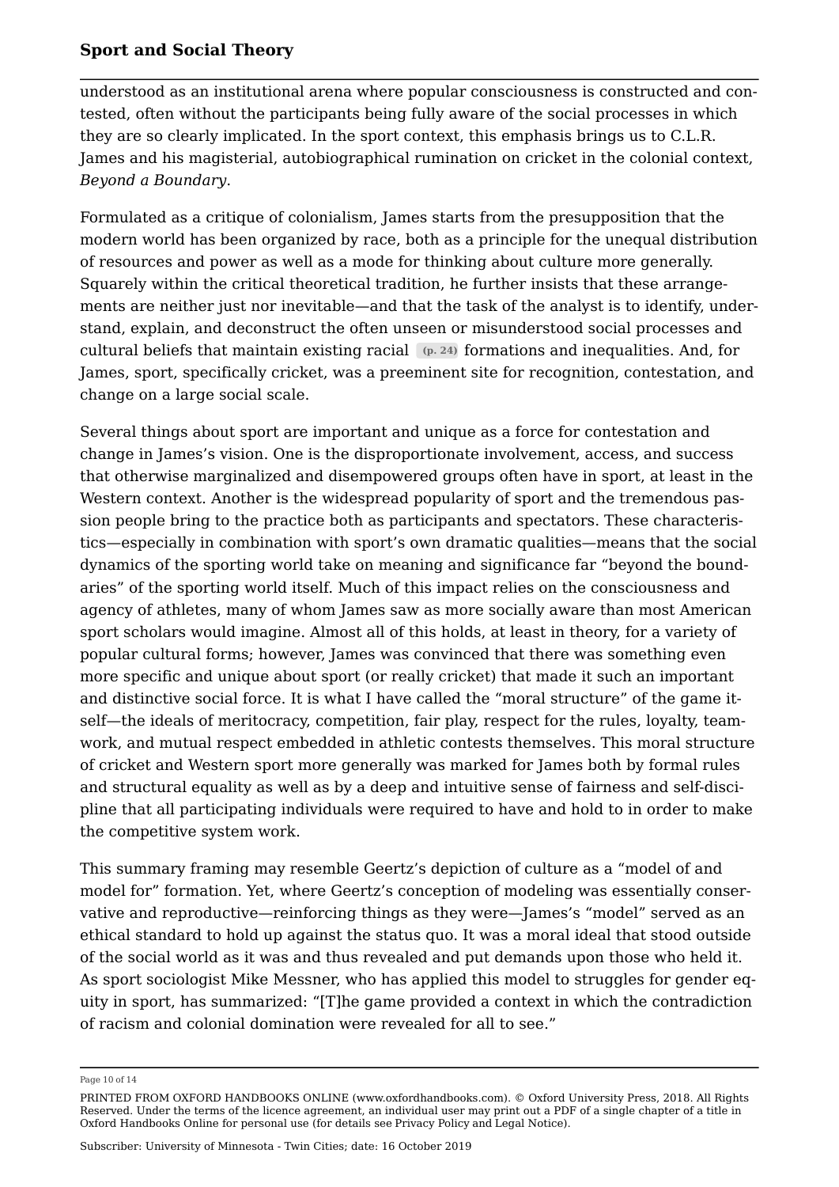understood as an institutional arena where popular consciousness is constructed and contested, often without the participants being fully aware of the social processes in which they are so clearly implicated. In the sport context, this emphasis brings us to C.L.R. James and his magisterial, autobiographical rumination on cricket in the colonial context, *Beyond a Boundary*.

Formulated as a critique of colonialism, James starts from the presupposition that the modern world has been organized by race, both as a principle for the unequal distribution of resources and power as well as a mode for thinking about culture more generally. Squarely within the critical theoretical tradition, he further insists that these arrangements are neither just nor inevitable—and that the task of the analyst is to identify, understand, explain, and deconstruct the often unseen or misunderstood social processes and cultural beliefs that maintain existing racial (p. 24) formations and inequalities. And, for James, sport, specifically cricket, was a preeminent site for recognition, contestation, and change on a large social scale.

Several things about sport are important and unique as a force for contestation and change in James's vision. One is the disproportionate involvement, access, and success that otherwise marginalized and disempowered groups often have in sport, at least in the Western context. Another is the widespread popularity of sport and the tremendous passion people bring to the practice both as participants and spectators. These characteristics—especially in combination with sport's own dramatic qualities—means that the social dynamics of the sporting world take on meaning and significance far "beyond the boundaries" of the sporting world itself. Much of this impact relies on the consciousness and agency of athletes, many of whom James saw as more socially aware than most American sport scholars would imagine. Almost all of this holds, at least in theory, for a variety of popular cultural forms; however, James was convinced that there was something even more specific and unique about sport (or really cricket) that made it such an important and distinctive social force. It is what I have called the "moral structure" of the game itself—the ideals of meritocracy, competition, fair play, respect for the rules, loyalty, teamwork, and mutual respect embedded in athletic contests themselves. This moral structure of cricket and Western sport more generally was marked for James both by formal rules and structural equality as well as by a deep and intuitive sense of fairness and self-discipline that all participating individuals were required to have and hold to in order to make the competitive system work.

This summary framing may resemble Geertz's depiction of culture as a "model of and model for" formation. Yet, where Geertz's conception of modeling was essentially conservative and reproductive—reinforcing things as they were—James's "model" served as an ethical standard to hold up against the status quo. It was a moral ideal that stood outside of the social world as it was and thus revealed and put demands upon those who held it. As sport sociologist Mike Messner, who has applied this model to struggles for gender equity in sport, has summarized: "[T]he game provided a context in which the contradiction of racism and colonial domination were revealed for all to see."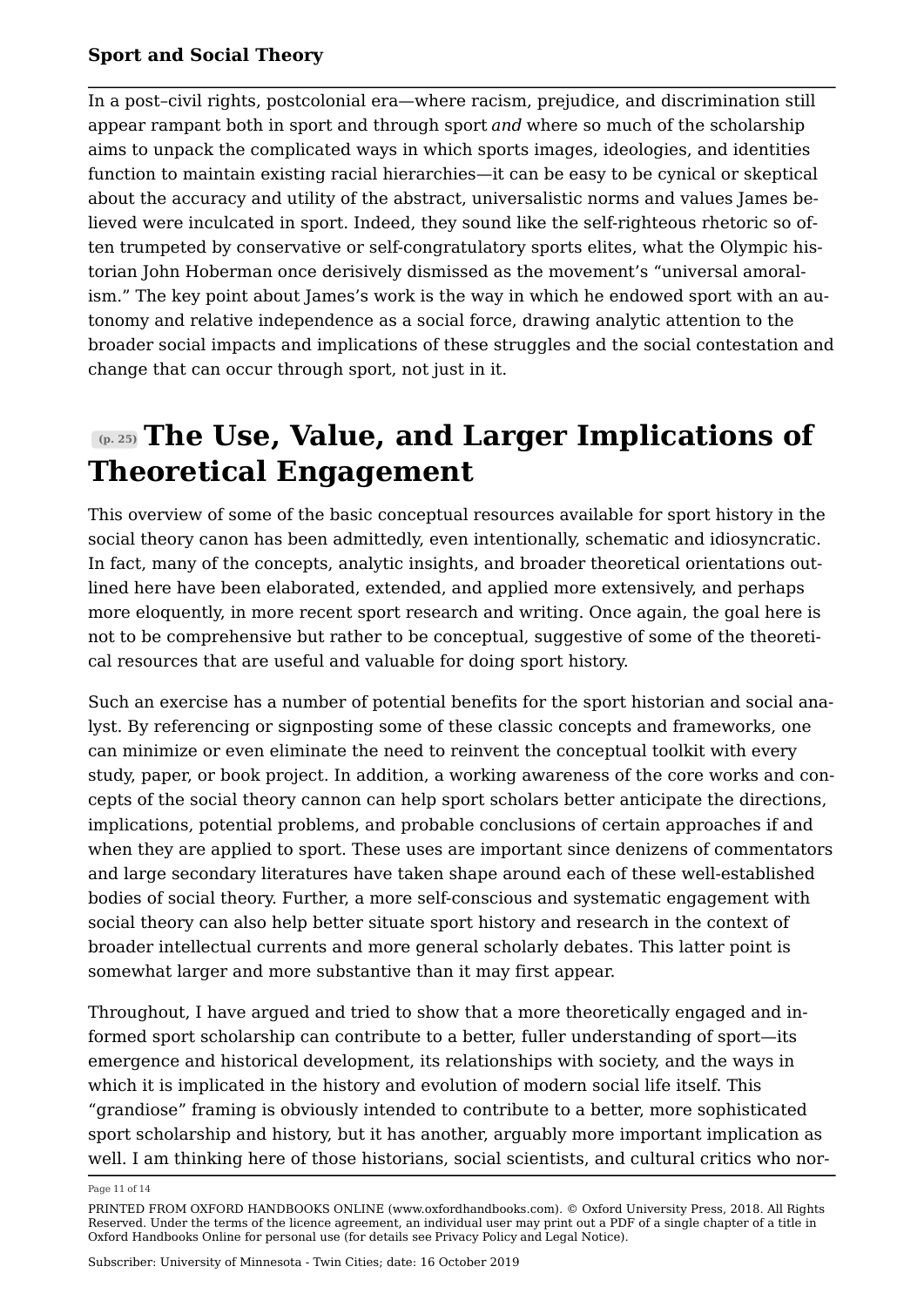In a post–civil rights, postcolonial era—where racism, prejudice, and discrimination still appear rampant both in sport and through sport *and* where so much of the scholarship aims to unpack the complicated ways in which sports images, ideologies, and identities function to maintain existing racial hierarchies—it can be easy to be cynical or skeptical about the accuracy and utility of the abstract, universalistic norms and values James believed were inculcated in sport. Indeed, they sound like the self-righteous rhetoric so often trumpeted by conservative or self-congratulatory sports elites, what the Olympic historian John Hoberman once derisively dismissed as the movement's "universal amoralism." The key point about James's work is the way in which he endowed sport with an autonomy and relative independence as a social force, drawing analytic attention to the broader social impacts and implications of these struggles and the social contestation and change that can occur through sport, not just in it.

## (p. 25) The Use, Value, and Larger Implications of Theoretical Engagement

This overview of some of the basic conceptual resources available for sport history in the social theory canon has been admittedly, even intentionally, schematic and idiosyncratic. In fact, many of the concepts, analytic insights, and broader theoretical orientations outlined here have been elaborated, extended, and applied more extensively, and perhaps more eloquently, in more recent sport research and writing. Once again, the goal here is not to be comprehensive but rather to be conceptual, suggestive of some of the theoretical resources that are useful and valuable for doing sport history.

Such an exercise has a number of potential benefits for the sport historian and social analyst. By referencing or signposting some of these classic concepts and frameworks, one can minimize or even eliminate the need to reinvent the conceptual toolkit with every study, paper, or book project. In addition, a working awareness of the core works and concepts of the social theory cannon can help sport scholars better anticipate the directions, implications, potential problems, and probable conclusions of certain approaches if and when they are applied to sport. These uses are important since denizens of commentators and large secondary literatures have taken shape around each of these well-established bodies of social theory. Further, a more self-conscious and systematic engagement with social theory can also help better situate sport history and research in the context of broader intellectual currents and more general scholarly debates. This latter point is somewhat larger and more substantive than it may first appear.

Throughout, I have argued and tried to show that a more theoretically engaged and informed sport scholarship can contribute to a better, fuller understanding of sport—its emergence and historical development, its relationships with society, and the ways in which it is implicated in the history and evolution of modern social life itself. This "grandiose" framing is obviously intended to contribute to a better, more sophisticated sport scholarship and history, but it has another, arguably more important implication as well. I am thinking here of those historians, social scientists, and cultural critics who nor-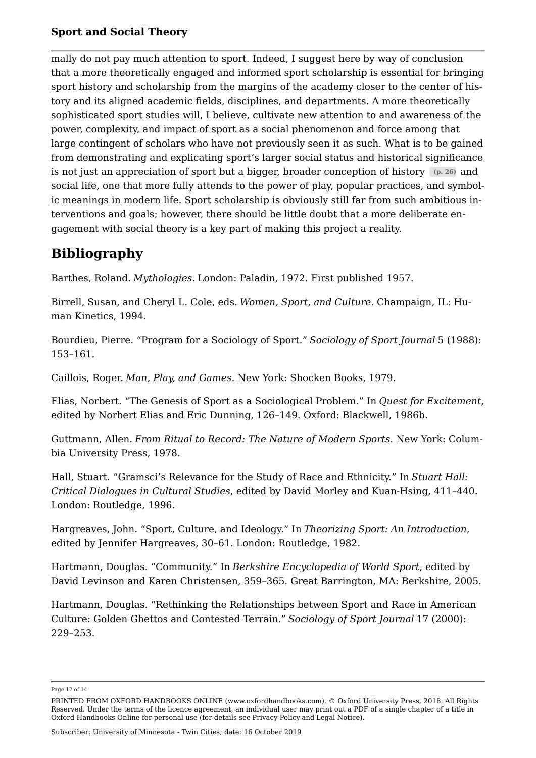mally do not pay much attention to sport. Indeed, I suggest here by way of conclusion that a more theoretically engaged and informed sport scholarship is essential for bringing sport history and scholarship from the margins of the academy closer to the center of history and its aligned academic fields, disciplines, and departments. A more theoretically sophisticated sport studies will, I believe, cultivate new attention to and awareness of the power, complexity, and impact of sport as a social phenomenon and force among that large contingent of scholars who have not previously seen it as such. What is to be gained from demonstrating and explicating sport's larger social status and historical significance is not just an appreciation of sport but a bigger, broader conception of history (p. 26) and social life, one that more fully attends to the power of play, popular practices, and symbolic meanings in modern life. Sport scholarship is obviously still far from such ambitious interventions and goals; however, there should be little doubt that a more deliberate engagement with social theory is a key part of making this project a reality.

## Bibliography

Barthes, Roland. *Mythologies*. London: Paladin, 1972. First published 1957.

Birrell, Susan, and Cheryl L. Cole, eds. *Women, Sport, and Culture*. Champaign, IL: Human Kinetics, 1994.

Bourdieu, Pierre. "Program for a Sociology of Sport." *Sociology of Sport Journal* 5 (1988): 153–161.

Caillois, Roger. *Man, Play, and Games*. New York: Shocken Books, 1979.

Elias, Norbert. "The Genesis of Sport as a Sociological Problem." In *Quest for Excitement*, edited by Norbert Elias and Eric Dunning, 126–149. Oxford: Blackwell, 1986b.

Guttmann, Allen. *From Ritual to Record: The Nature of Modern Sports*. New York: Columbia University Press, 1978.

Hall, Stuart. "Gramsci's Relevance for the Study of Race and Ethnicity." In *Stuart Hall: Critical Dialogues in Cultural Studies*, edited by David Morley and Kuan-Hsing, 411–440. London: Routledge, 1996.

Hargreaves, John. "Sport, Culture, and Ideology." In *Theorizing Sport: An Introduction*, edited by Jennifer Hargreaves, 30–61. London: Routledge, 1982.

Hartmann, Douglas. "Community." In *Berkshire Encyclopedia of World Sport*, edited by David Levinson and Karen Christensen, 359–365. Great Barrington, MA: Berkshire, 2005.

Hartmann, Douglas. "Rethinking the Relationships between Sport and Race in American Culture: Golden Ghettos and Contested Terrain." *Sociology of Sport Journal* 17 (2000): 229–253.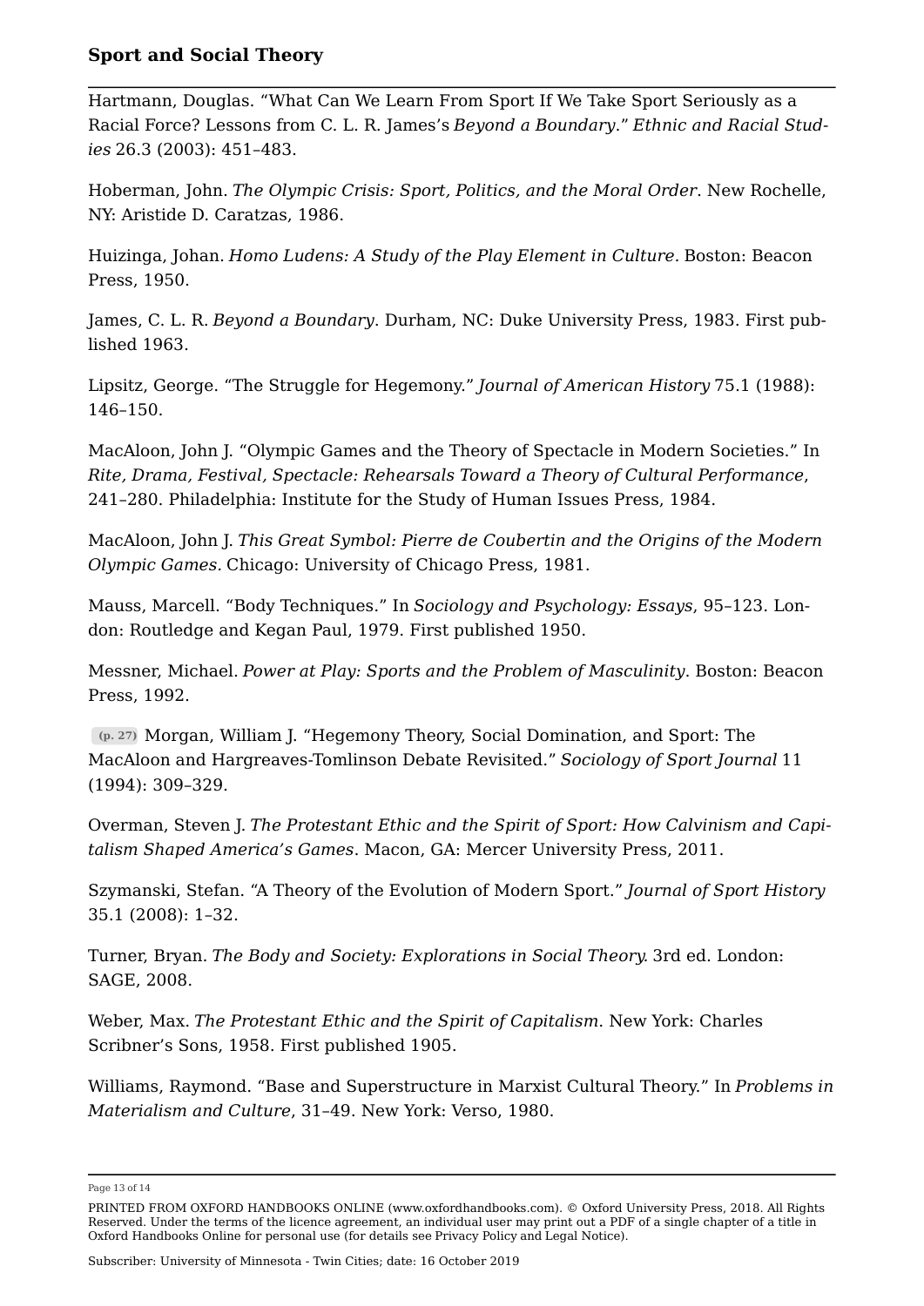Hartmann, Douglas. “What Can We Learn From Sport If We Take Sport Seriously as a Racial Force? Lessons from C. L. R. James’s *Beyond a Boundary*.” *Ethnic and Racial Studies* 26.3 (2003): 451–483.

Hoberman, John. *The Olympic Crisis: Sport, Politics, and the Moral Order*. New Rochelle, NY: Aristide D. Caratzas, 1986.

Huizinga, Johan. *Homo Ludens: A Study of the Play Element in Culture.* Boston: Beacon Press, 1950.

James, C. L. R. *Beyond a Boundary*. Durham, NC: Duke University Press, 1983. First published 1963.

Lipsitz, George. “The Struggle for Hegemony.” *Journal of American History* 75.1 (1988): 146–150.

MacAloon, John J. “Olympic Games and the Theory of Spectacle in Modern Societies.” In *Rite, Drama, Festival, Spectacle: Rehearsals Toward a Theory of Cultural Performance*, 241–280. Philadelphia: Institute for the Study of Human Issues Press, 1984.

MacAloon, John J. *This Great Symbol: Pierre de Coubertin and the Origins of the Modern Olympic Games.* Chicago: University of Chicago Press, 1981.

Mauss, Marcell. “Body Techniques.” In *Sociology and Psychology: Essays*, 95–123. London: Routledge and Kegan Paul, 1979. First published 1950.

Messner, Michael. *Power at Play: Sports and the Problem of Masculinity*. Boston: Beacon Press, 1992.

(p. 27) Morgan, William J. “Hegemony Theory, Social Domination, and Sport: The MacAloon and Hargreaves-Tomlinson Debate Revisited.” *Sociology of Sport Journal* 11 (1994): 309–329.

Overman, Steven J. *The Protestant Ethic and the Spirit of Sport: How Calvinism and Capitalism Shaped America’s Games*. Macon, GA: Mercer University Press, 2011.

Szymanski, Stefan. “A Theory of the Evolution of Modern Sport.” *Journal of Sport History* 35.1 (2008): 1–32.

Turner, Bryan. *The Body and Society: Explorations in Social Theory.* 3rd ed. London: SAGE, 2008.

Weber, Max. *The Protestant Ethic and the Spirit of Capitalism*. New York: Charles Scribner’s Sons, 1958. First published 1905.

Williams, Raymond. “Base and Superstructure in Marxist Cultural Theory.” In *Problems in Materialism and Culture*, 31–49. New York: Verso, 1980.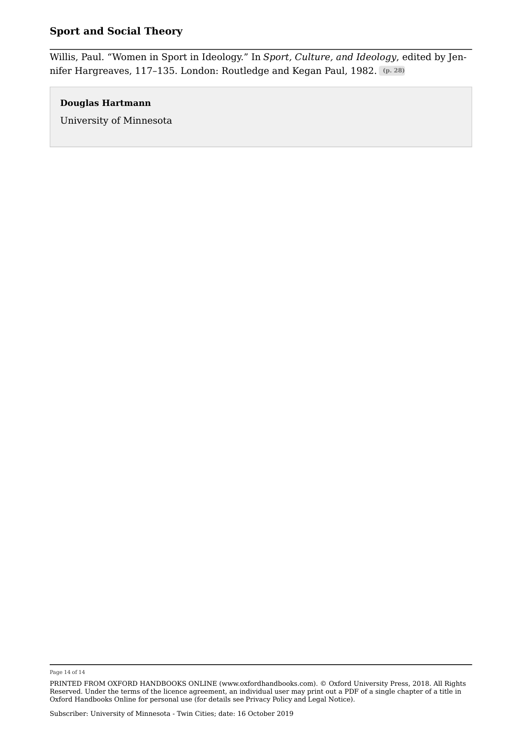Willis, Paul. “Women in Sport in Ideology.” In *Sport, Culture, and Ideology*, edited by Jennifer Hargreaves, 117–135. London: Routledge and Kegan Paul, 1982. (p. 28)

**Douglas Hartmann**

University of Minnesota